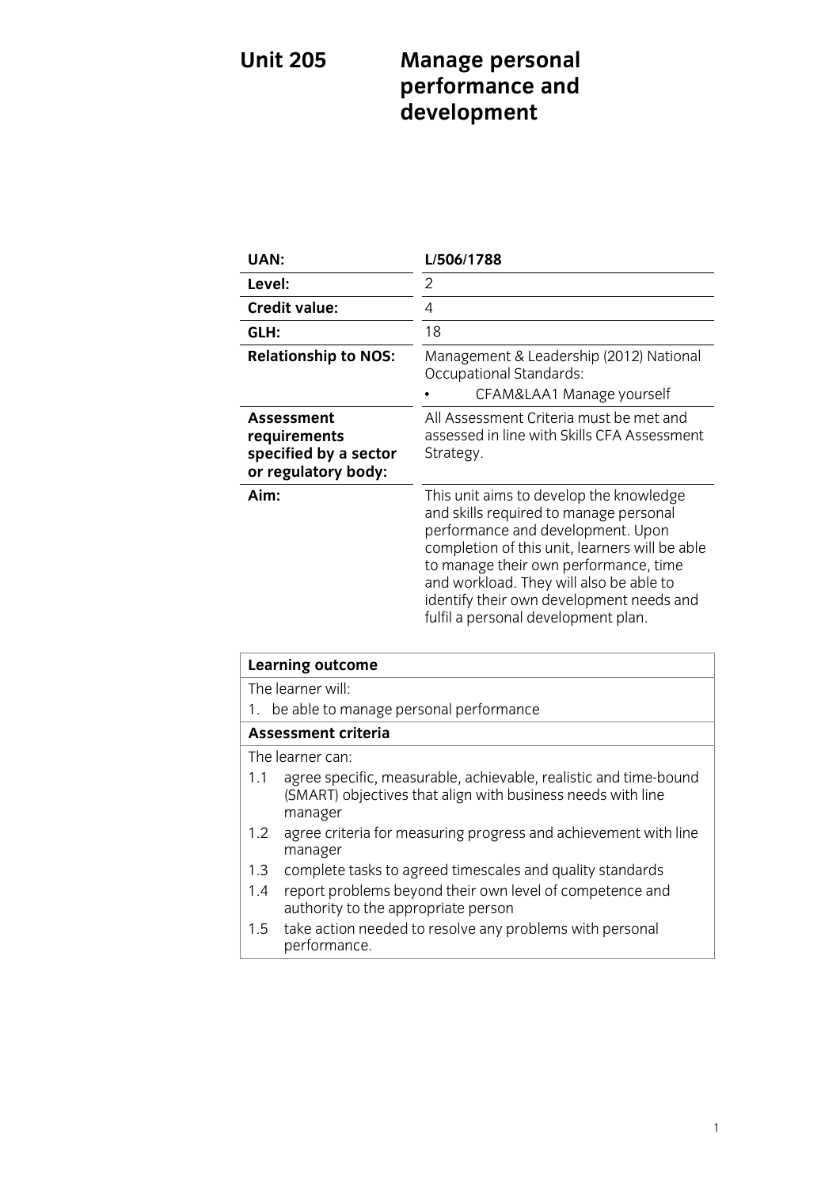# Unit 205 Manage personal performance and development

| | |
|---|---|
| **UAN:** | **L/506/1788** |
| **Level:** | 2 |
| **Credit value:** | 4 |
| **GLH:** | 18 |
| **Relationship to NOS:** | Management & Leadership (2012) National Occupational Standards:<br>• CFAM&LAA1 Manage yourself |
| **Assessment requirements specified by a sector or regulatory body:** | All Assessment Criteria must be met and assessed in line with Skills CFA Assessment Strategy. |
| **Aim:** | This unit aims to develop the knowledge and skills required to manage personal performance and development. Upon completion of this unit, learners will be able to manage their own performance, time and workload. They will also be able to identify their own development needs and fulfil a personal development plan. |

**Learning outcome**

The learner will:

1. be able to manage personal performance

**Assessment criteria**

The learner can:

1.1 agree specific, measurable, achievable, realistic and time-bound (SMART) objectives that align with business needs with line manager

1.2 agree criteria for measuring progress and achievement with line manager

1.3 complete tasks to agreed timescales and quality standards

1.4 report problems beyond their own level of competence and authority to the appropriate person

1.5 take action needed to resolve any problems with personal performance.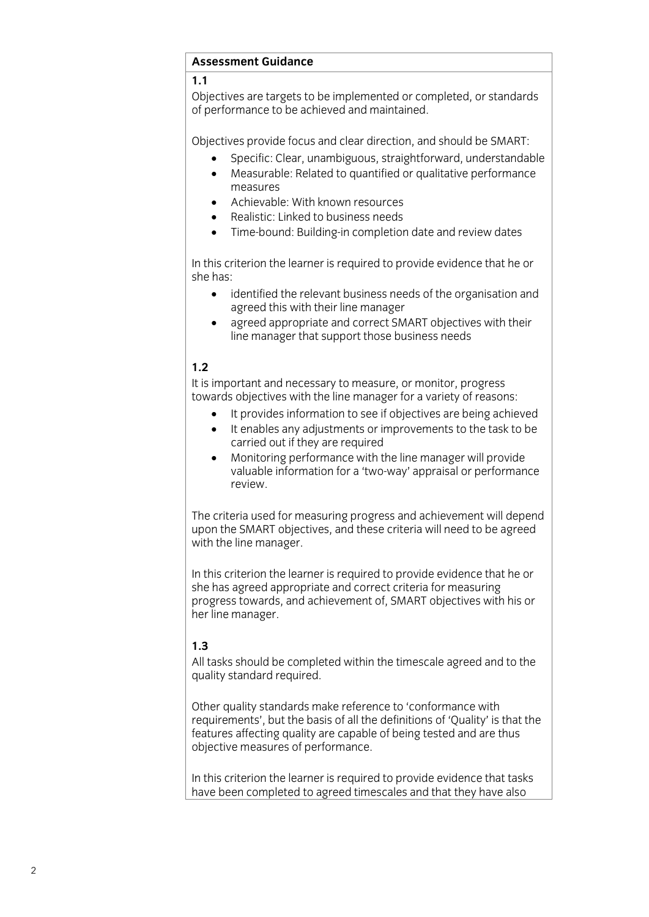## Assessment Guidance

**1.1**

Objectives are targets to be implemented or completed, or standards of performance to be achieved and maintained.

Objectives provide focus and clear direction, and should be SMART:

- Specific: Clear, unambiguous, straightforward, understandable
- Measurable: Related to quantified or qualitative performance measures
- Achievable: With known resources
- Realistic: Linked to business needs
- Time-bound: Building-in completion date and review dates

In this criterion the learner is required to provide evidence that he or she has:

- identified the relevant business needs of the organisation and agreed this with their line manager
- agreed appropriate and correct SMART objectives with their line manager that support those business needs

**1.2**

It is important and necessary to measure, or monitor, progress towards objectives with the line manager for a variety of reasons:

- It provides information to see if objectives are being achieved
- It enables any adjustments or improvements to the task to be carried out if they are required
- Monitoring performance with the line manager will provide valuable information for a 'two-way' appraisal or performance review.

The criteria used for measuring progress and achievement will depend upon the SMART objectives, and these criteria will need to be agreed with the line manager.

In this criterion the learner is required to provide evidence that he or she has agreed appropriate and correct criteria for measuring progress towards, and achievement of, SMART objectives with his or her line manager.

**1.3**

All tasks should be completed within the timescale agreed and to the quality standard required.

Other quality standards make reference to 'conformance with requirements', but the basis of all the definitions of 'Quality' is that the features affecting quality are capable of being tested and are thus objective measures of performance.

In this criterion the learner is required to provide evidence that tasks have been completed to agreed timescales and that they have also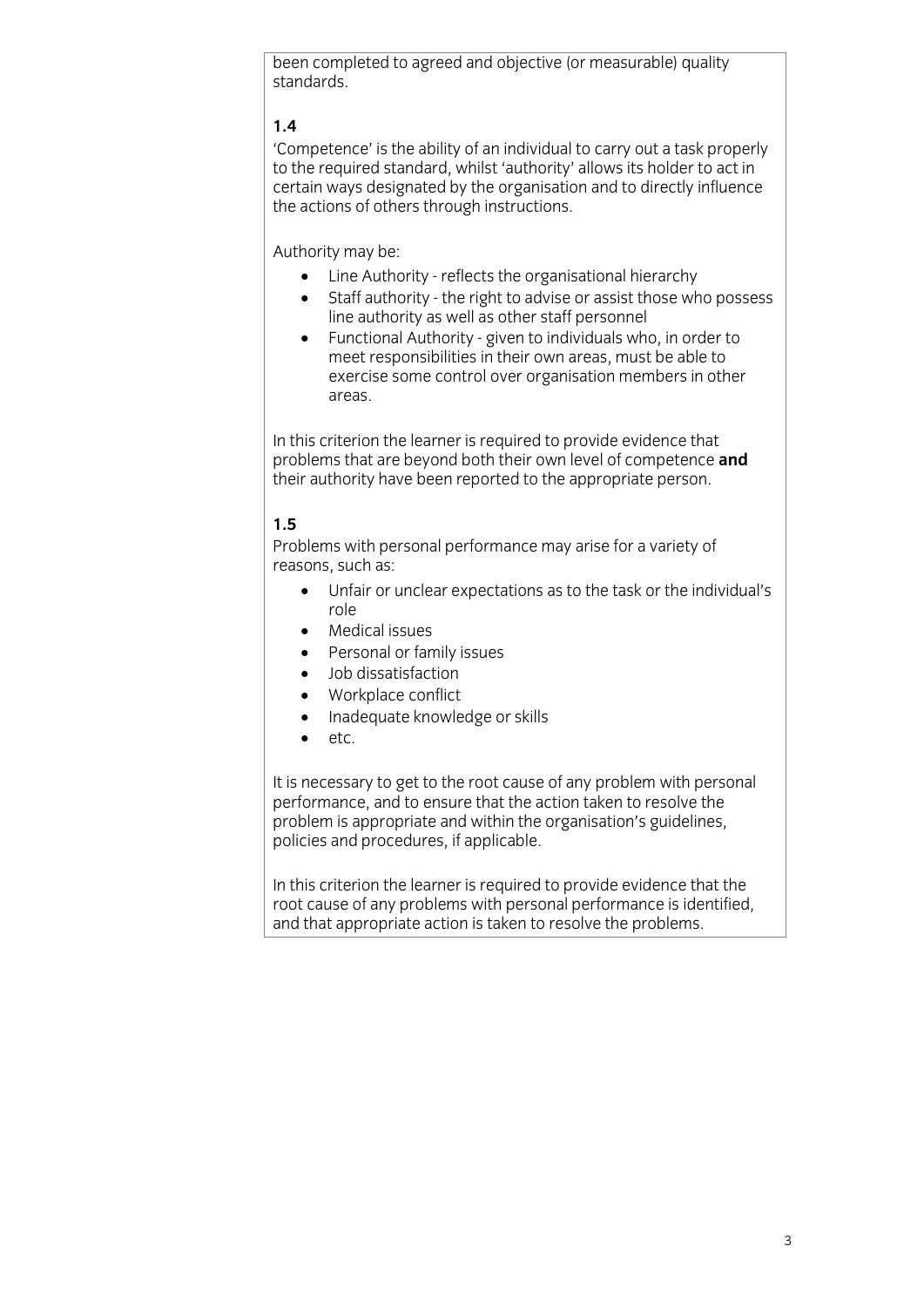been completed to agreed and objective (or measurable) quality standards.

**1.4**

'Competence' is the ability of an individual to carry out a task properly to the required standard, whilst 'authority' allows its holder to act in certain ways designated by the organisation and to directly influence the actions of others through instructions.

Authority may be:

- Line Authority - reflects the organisational hierarchy
- Staff authority - the right to advise or assist those who possess line authority as well as other staff personnel
- Functional Authority - given to individuals who, in order to meet responsibilities in their own areas, must be able to exercise some control over organisation members in other areas.

In this criterion the learner is required to provide evidence that problems that are beyond both their own level of competence **and** their authority have been reported to the appropriate person.

**1.5**

Problems with personal performance may arise for a variety of reasons, such as:

- Unfair or unclear expectations as to the task or the individual's role
- Medical issues
- Personal or family issues
- Job dissatisfaction
- Workplace conflict
- Inadequate knowledge or skills
- etc.

It is necessary to get to the root cause of any problem with personal performance, and to ensure that the action taken to resolve the problem is appropriate and within the organisation's guidelines, policies and procedures, if applicable.

In this criterion the learner is required to provide evidence that the root cause of any problems with personal performance is identified, and that appropriate action is taken to resolve the problems.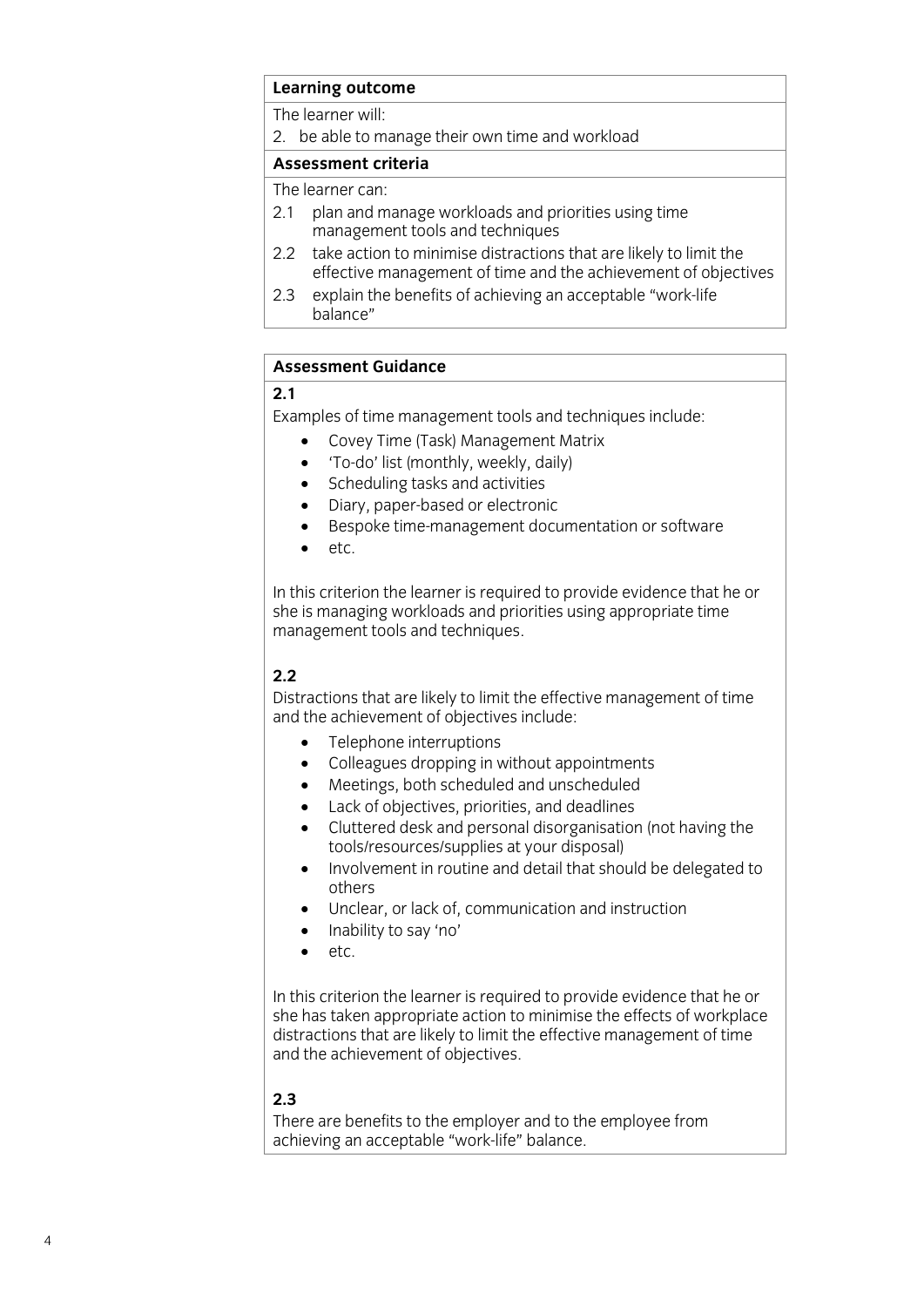**Learning outcome**

The learner will:

2. be able to manage their own time and workload

**Assessment criteria**

The learner can:

2.1 plan and manage workloads and priorities using time management tools and techniques

2.2 take action to minimise distractions that are likely to limit the effective management of time and the achievement of objectives

2.3 explain the benefits of achieving an acceptable "work-life balance"

**Assessment Guidance**

**2.1**

Examples of time management tools and techniques include:

- Covey Time (Task) Management Matrix
- 'To-do' list (monthly, weekly, daily)
- Scheduling tasks and activities
- Diary, paper-based or electronic
- Bespoke time-management documentation or software
- etc.

In this criterion the learner is required to provide evidence that he or she is managing workloads and priorities using appropriate time management tools and techniques.

**2.2**

Distractions that are likely to limit the effective management of time and the achievement of objectives include:

- Telephone interruptions
- Colleagues dropping in without appointments
- Meetings, both scheduled and unscheduled
- Lack of objectives, priorities, and deadlines
- Cluttered desk and personal disorganisation (not having the tools/resources/supplies at your disposal)
- Involvement in routine and detail that should be delegated to others
- Unclear, or lack of, communication and instruction
- Inability to say 'no'
- etc.

In this criterion the learner is required to provide evidence that he or she has taken appropriate action to minimise the effects of workplace distractions that are likely to limit the effective management of time and the achievement of objectives.

**2.3**

There are benefits to the employer and to the employee from achieving an acceptable "work-life" balance.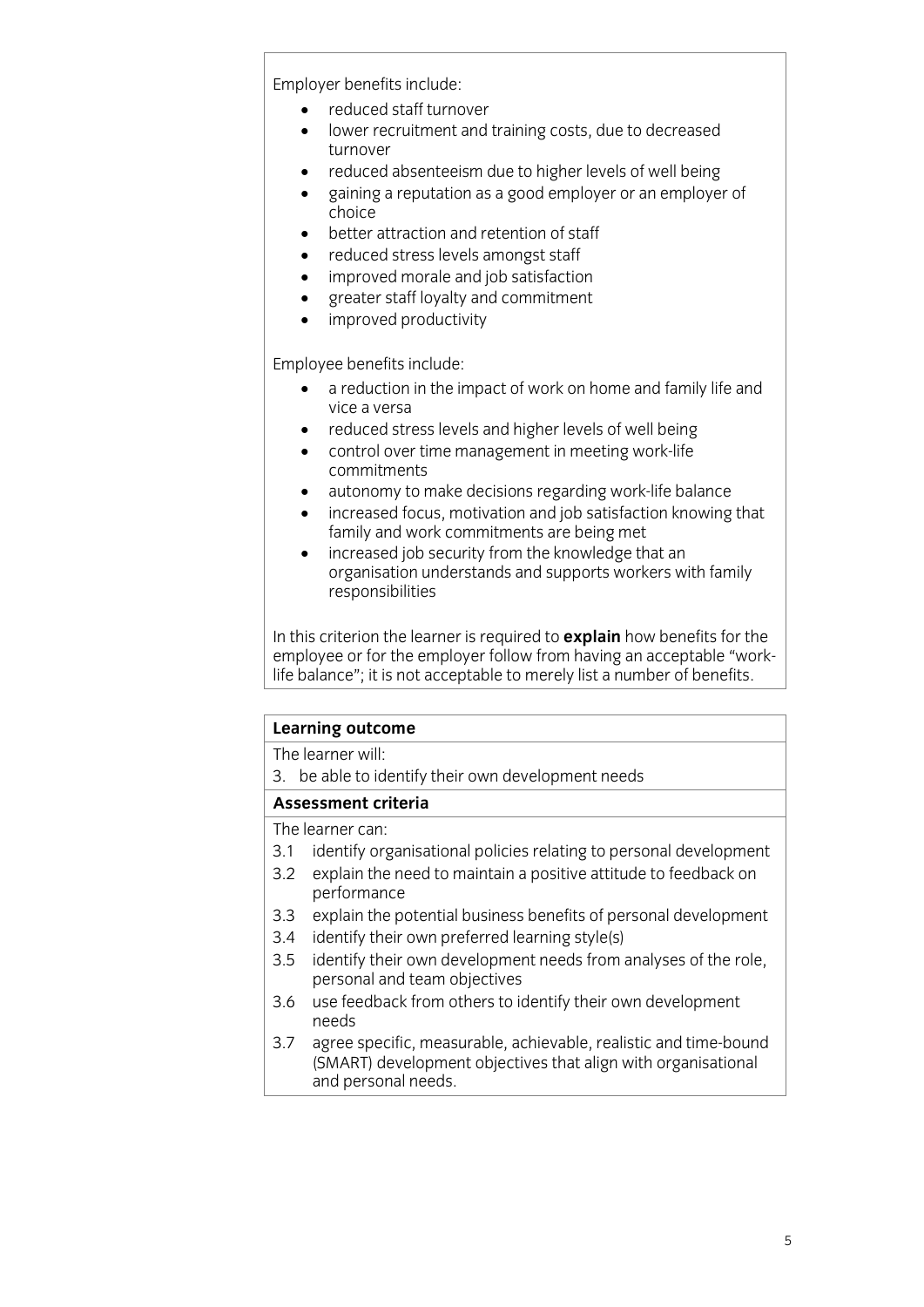Employer benefits include:

- reduced staff turnover
- lower recruitment and training costs, due to decreased turnover
- reduced absenteeism due to higher levels of well being
- gaining a reputation as a good employer or an employer of choice
- better attraction and retention of staff
- reduced stress levels amongst staff
- improved morale and job satisfaction
- greater staff loyalty and commitment
- improved productivity

Employee benefits include:

- a reduction in the impact of work on home and family life and vice a versa
- reduced stress levels and higher levels of well being
- control over time management in meeting work-life commitments
- autonomy to make decisions regarding work-life balance
- increased focus, motivation and job satisfaction knowing that family and work commitments are being met
- increased job security from the knowledge that an organisation understands and supports workers with family responsibilities

In this criterion the learner is required to **explain** how benefits for the employee or for the employer follow from having an acceptable "work-life balance"; it is not acceptable to merely list a number of benefits.

**Learning outcome**

The learner will:

3. be able to identify their own development needs

**Assessment criteria**

The learner can:

3.1 identify organisational policies relating to personal development

3.2 explain the need to maintain a positive attitude to feedback on performance

3.3 explain the potential business benefits of personal development

3.4 identify their own preferred learning style(s)

3.5 identify their own development needs from analyses of the role, personal and team objectives

3.6 use feedback from others to identify their own development needs

3.7 agree specific, measurable, achievable, realistic and time-bound (SMART) development objectives that align with organisational and personal needs.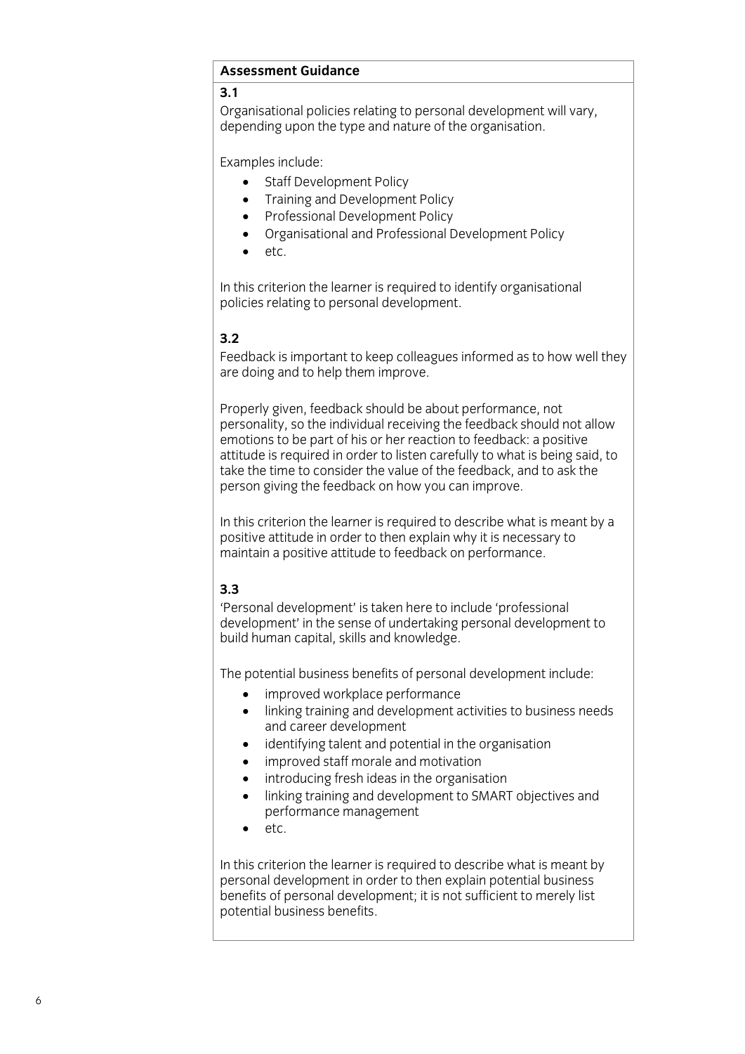**Assessment Guidance**

**3.1**

Organisational policies relating to personal development will vary, depending upon the type and nature of the organisation.

Examples include:

- Staff Development Policy
- Training and Development Policy
- Professional Development Policy
- Organisational and Professional Development Policy
- etc.

In this criterion the learner is required to identify organisational policies relating to personal development.

**3.2**

Feedback is important to keep colleagues informed as to how well they are doing and to help them improve.

Properly given, feedback should be about performance, not personality, so the individual receiving the feedback should not allow emotions to be part of his or her reaction to feedback: a positive attitude is required in order to listen carefully to what is being said, to take the time to consider the value of the feedback, and to ask the person giving the feedback on how you can improve.

In this criterion the learner is required to describe what is meant by a positive attitude in order to then explain why it is necessary to maintain a positive attitude to feedback on performance.

**3.3**

'Personal development' is taken here to include 'professional development' in the sense of undertaking personal development to build human capital, skills and knowledge.

The potential business benefits of personal development include:

- improved workplace performance
- linking training and development activities to business needs and career development
- identifying talent and potential in the organisation
- improved staff morale and motivation
- introducing fresh ideas in the organisation
- linking training and development to SMART objectives and performance management
- etc.

In this criterion the learner is required to describe what is meant by personal development in order to then explain potential business benefits of personal development; it is not sufficient to merely list potential business benefits.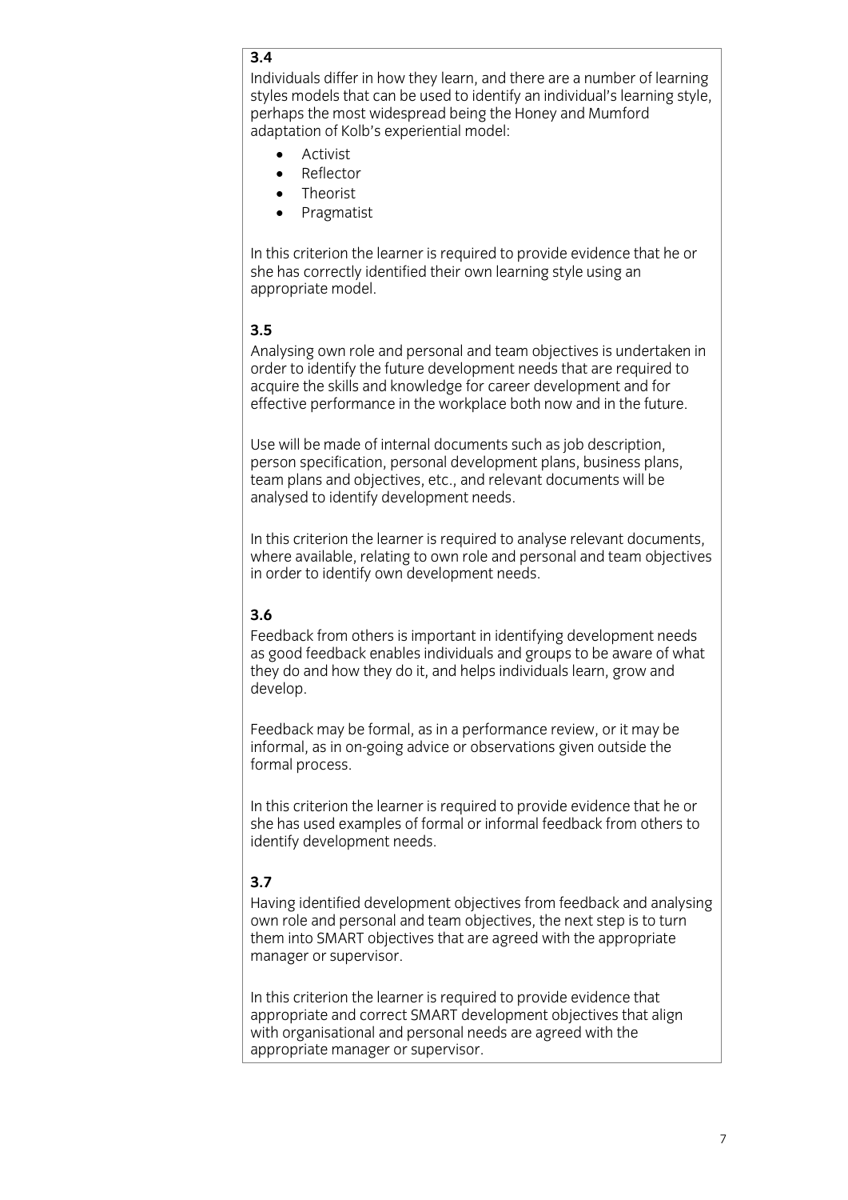**3.4**

Individuals differ in how they learn, and there are a number of learning styles models that can be used to identify an individual's learning style, perhaps the most widespread being the Honey and Mumford adaptation of Kolb's experiential model:

- Activist
- Reflector
- Theorist
- Pragmatist

In this criterion the learner is required to provide evidence that he or she has correctly identified their own learning style using an appropriate model.

**3.5**

Analysing own role and personal and team objectives is undertaken in order to identify the future development needs that are required to acquire the skills and knowledge for career development and for effective performance in the workplace both now and in the future.

Use will be made of internal documents such as job description, person specification, personal development plans, business plans, team plans and objectives, etc., and relevant documents will be analysed to identify development needs.

In this criterion the learner is required to analyse relevant documents, where available, relating to own role and personal and team objectives in order to identify own development needs.

**3.6**

Feedback from others is important in identifying development needs as good feedback enables individuals and groups to be aware of what they do and how they do it, and helps individuals learn, grow and develop.

Feedback may be formal, as in a performance review, or it may be informal, as in on-going advice or observations given outside the formal process.

In this criterion the learner is required to provide evidence that he or she has used examples of formal or informal feedback from others to identify development needs.

**3.7**

Having identified development objectives from feedback and analysing own role and personal and team objectives, the next step is to turn them into SMART objectives that are agreed with the appropriate manager or supervisor.

In this criterion the learner is required to provide evidence that appropriate and correct SMART development objectives that align with organisational and personal needs are agreed with the appropriate manager or supervisor.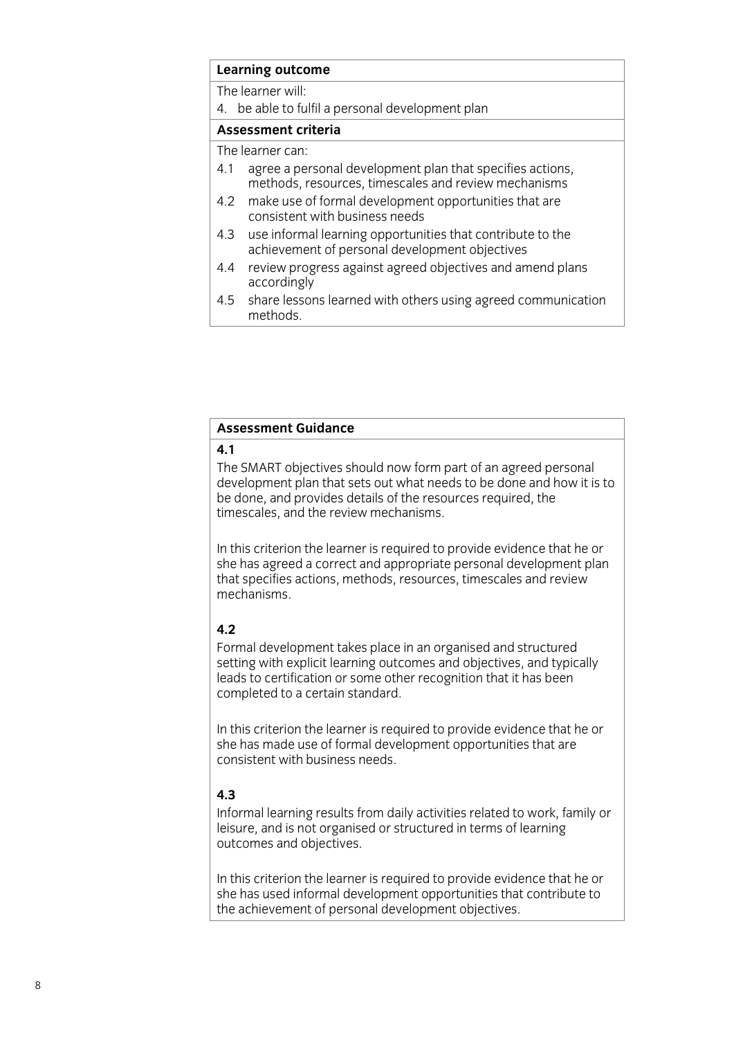| **Learning outcome** |
| --- |
| The learner will: |
| 4. be able to fulfil a personal development plan |
| **Assessment criteria** |
| The learner can: |
| 4.1 agree a personal development plan that specifies actions, methods, resources, timescales and review mechanisms |
| 4.2 make use of formal development opportunities that are consistent with business needs |
| 4.3 use informal learning opportunities that contribute to the achievement of personal development objectives |
| 4.4 review progress against agreed objectives and amend plans accordingly |
| 4.5 share lessons learned with others using agreed communication methods. |

## Assessment Guidance

**4.1**

The SMART objectives should now form part of an agreed personal development plan that sets out what needs to be done and how it is to be done, and provides details of the resources required, the timescales, and the review mechanisms.

In this criterion the learner is required to provide evidence that he or she has agreed a correct and appropriate personal development plan that specifies actions, methods, resources, timescales and review mechanisms.

**4.2**

Formal development takes place in an organised and structured setting with explicit learning outcomes and objectives, and typically leads to certification or some other recognition that it has been completed to a certain standard.

In this criterion the learner is required to provide evidence that he or she has made use of formal development opportunities that are consistent with business needs.

**4.3**

Informal learning results from daily activities related to work, family or leisure, and is not organised or structured in terms of learning outcomes and objectives.

In this criterion the learner is required to provide evidence that he or she has used informal development opportunities that contribute to the achievement of personal development objectives.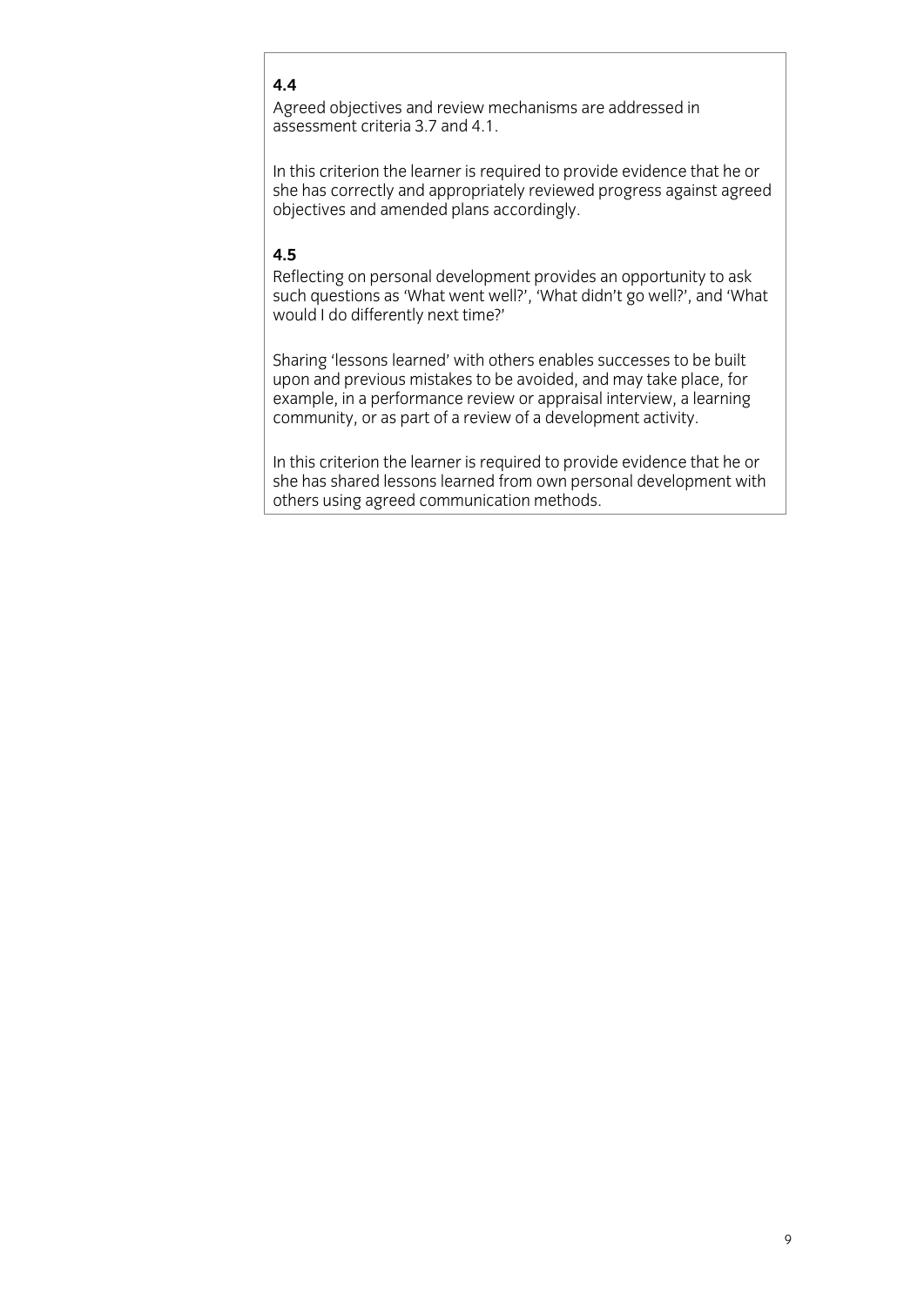**4.4**

Agreed objectives and review mechanisms are addressed in assessment criteria 3.7 and 4.1.

In this criterion the learner is required to provide evidence that he or she has correctly and appropriately reviewed progress against agreed objectives and amended plans accordingly.

**4.5**

Reflecting on personal development provides an opportunity to ask such questions as 'What went well?', 'What didn't go well?', and 'What would I do differently next time?'

Sharing 'lessons learned' with others enables successes to be built upon and previous mistakes to be avoided, and may take place, for example, in a performance review or appraisal interview, a learning community, or as part of a review of a development activity.

In this criterion the learner is required to provide evidence that he or she has shared lessons learned from own personal development with others using agreed communication methods.